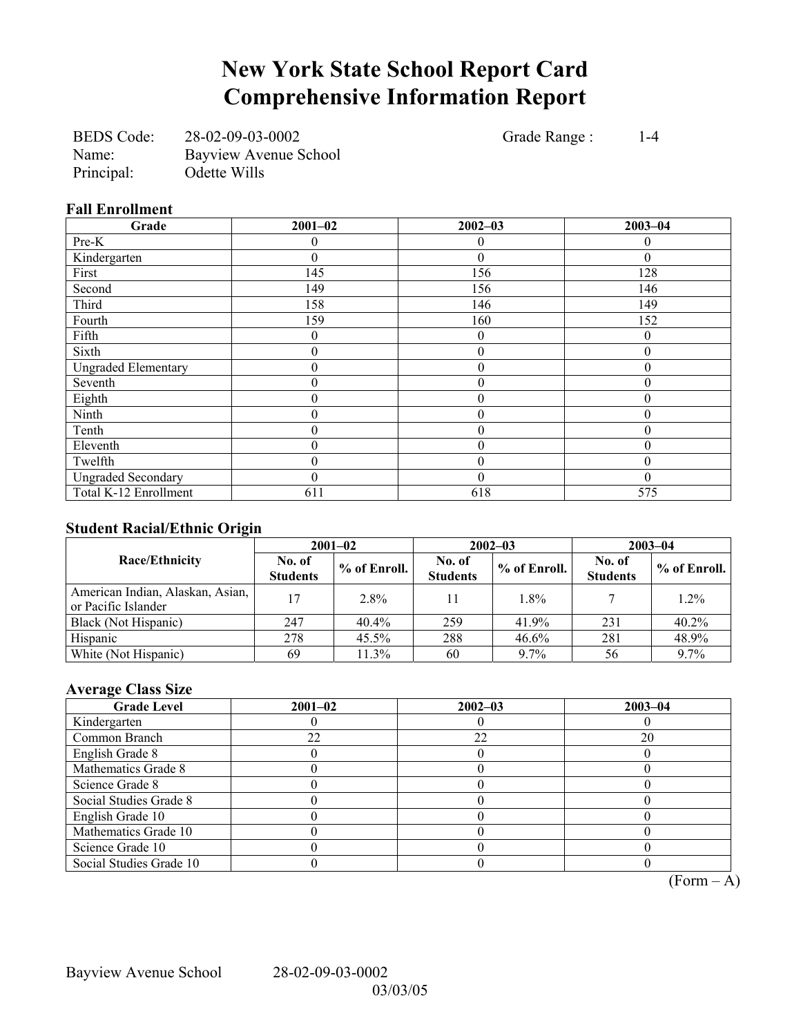# New York State School Report Card
# Comprehensive Information Report

BEDS Code: 28-02-09-03-0002  Grade Range : 1-4
Name: Bayview Avenue School
Principal: Odette Wills

### Fall Enrollment

| Grade | 2001–02 | 2002–03 | 2003–04 |
|---|---|---|---|
| Pre-K | 0 | 0 | 0 |
| Kindergarten | 0 | 0 | 0 |
| First | 145 | 156 | 128 |
| Second | 149 | 156 | 146 |
| Third | 158 | 146 | 149 |
| Fourth | 159 | 160 | 152 |
| Fifth | 0 | 0 | 0 |
| Sixth | 0 | 0 | 0 |
| Ungraded Elementary | 0 | 0 | 0 |
| Seventh | 0 | 0 | 0 |
| Eighth | 0 | 0 | 0 |
| Ninth | 0 | 0 | 0 |
| Tenth | 0 | 0 | 0 |
| Eleventh | 0 | 0 | 0 |
| Twelfth | 0 | 0 | 0 |
| Ungraded Secondary | 0 | 0 | 0 |
| Total K-12 Enrollment | 611 | 618 | 575 |

### Student Racial/Ethnic Origin

| Race/Ethnicity | 2001–02 | | 2002–03 | | 2003–04 | |
|---|---|---|---|---|---|---|
| | No. of Students | % of Enroll. | No. of Students | % of Enroll. | No. of Students | % of Enroll. |
| American Indian, Alaskan, Asian, or Pacific Islander | 17 | 2.8% | 11 | 1.8% | 7 | 1.2% |
| Black (Not Hispanic) | 247 | 40.4% | 259 | 41.9% | 231 | 40.2% |
| Hispanic | 278 | 45.5% | 288 | 46.6% | 281 | 48.9% |
| White (Not Hispanic) | 69 | 11.3% | 60 | 9.7% | 56 | 9.7% |

### Average Class Size

| Grade Level | 2001–02 | 2002–03 | 2003–04 |
|---|---|---|---|
| Kindergarten | 0 | 0 | 0 |
| Common Branch | 22 | 22 | 20 |
| English Grade 8 | 0 | 0 | 0 |
| Mathematics Grade 8 | 0 | 0 | 0 |
| Science Grade 8 | 0 | 0 | 0 |
| Social Studies Grade 8 | 0 | 0 | 0 |
| English Grade 10 | 0 | 0 | 0 |
| Mathematics Grade 10 | 0 | 0 | 0 |
| Science Grade 10 | 0 | 0 | 0 |
| Social Studies Grade 10 | 0 | 0 | 0 |

(Form – A)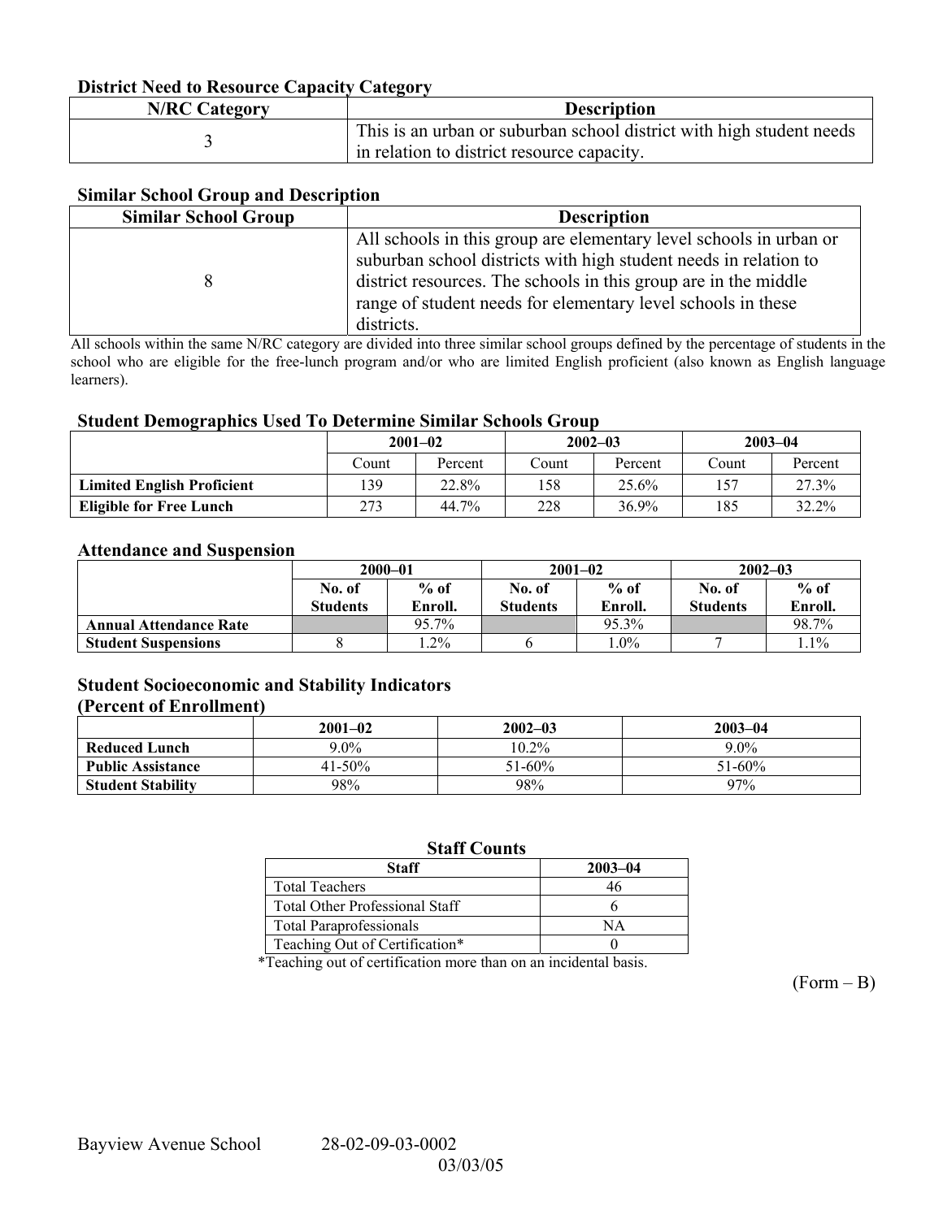### District Need to Resource Capacity Category

| N/RC Category | Description |
|---|---|
| 3 | This is an urban or suburban school district with high student needs in relation to district resource capacity. |

### Similar School Group and Description

| Similar School Group | Description |
|---|---|
| 8 | All schools in this group are elementary level schools in urban or suburban school districts with high student needs in relation to district resources. The schools in this group are in the middle range of student needs for elementary level schools in these districts. |

All schools within the same N/RC category are divided into three similar school groups defined by the percentage of students in the school who are eligible for the free-lunch program and/or who are limited English proficient (also known as English language learners).

### Student Demographics Used To Determine Similar Schools Group

| | 2001–02 | | 2002–03 | | 2003–04 | |
|---|---|---|---|---|---|---|
| | Count | Percent | Count | Percent | Count | Percent |
| **Limited English Proficient** | 139 | 22.8% | 158 | 25.6% | 157 | 27.3% |
| **Eligible for Free Lunch** | 273 | 44.7% | 228 | 36.9% | 185 | 32.2% |

### Attendance and Suspension

| | 2000–01 | | 2001–02 | | 2002–03 | |
|---|---|---|---|---|---|---|
| | No. of Students | % of Enroll. | No. of Students | % of Enroll. | No. of Students | % of Enroll. |
| **Annual Attendance Rate** | | 95.7% | | 95.3% | | 98.7% |
| **Student Suspensions** | 8 | 1.2% | 6 | 1.0% | 7 | 1.1% |

### Student Socioeconomic and Stability Indicators (Percent of Enrollment)

| | 2001–02 | 2002–03 | 2003–04 |
|---|---|---|---|
| **Reduced Lunch** | 9.0% | 10.2% | 9.0% |
| **Public Assistance** | 41-50% | 51-60% | 51-60% |
| **Student Stability** | 98% | 98% | 97% |

### Staff Counts

| Staff | 2003–04 |
|---|---|
| Total Teachers | 46 |
| Total Other Professional Staff | 6 |
| Total Paraprofessionals | NA |
| Teaching Out of Certification* | 0 |

*Teaching out of certification more than on an incidental basis.

(Form – B)

Bayview Avenue School 28-02-09-03-0002
03/03/05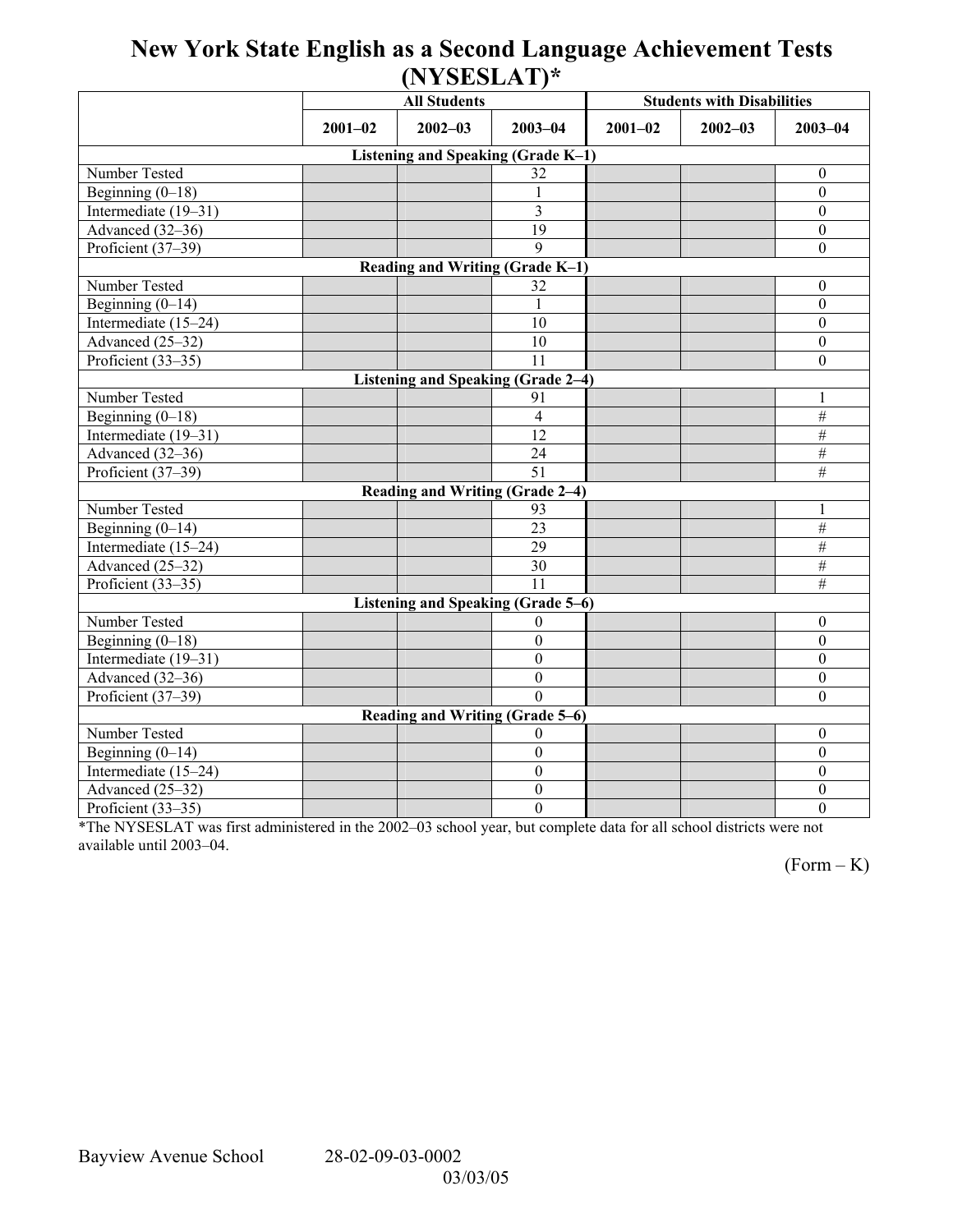# New York State English as a Second Language Achievement Tests (NYSESLAT)*

| | All Students | | | Students with Disabilities | | |
|---|---|---|---|---|---|---|
| | 2001–02 | 2002–03 | 2003–04 | 2001–02 | 2002–03 | 2003–04 |
| **Listening and Speaking (Grade K–1)** | | | | | | |
| Number Tested | | | 32 | | | 0 |
| Beginning (0–18) | | | 1 | | | 0 |
| Intermediate (19–31) | | | 3 | | | 0 |
| Advanced (32–36) | | | 19 | | | 0 |
| Proficient (37–39) | | | 9 | | | 0 |
| **Reading and Writing (Grade K–1)** | | | | | | |
| Number Tested | | | 32 | | | 0 |
| Beginning (0–14) | | | 1 | | | 0 |
| Intermediate (15–24) | | | 10 | | | 0 |
| Advanced (25–32) | | | 10 | | | 0 |
| Proficient (33–35) | | | 11 | | | 0 |
| **Listening and Speaking (Grade 2–4)** | | | | | | |
| Number Tested | | | 91 | | | 1 |
| Beginning (0–18) | | | 4 | | | # |
| Intermediate (19–31) | | | 12 | | | # |
| Advanced (32–36) | | | 24 | | | # |
| Proficient (37–39) | | | 51 | | | # |
| **Reading and Writing (Grade 2–4)** | | | | | | |
| Number Tested | | | 93 | | | 1 |
| Beginning (0–14) | | | 23 | | | # |
| Intermediate (15–24) | | | 29 | | | # |
| Advanced (25–32) | | | 30 | | | # |
| Proficient (33–35) | | | 11 | | | # |
| **Listening and Speaking (Grade 5–6)** | | | | | | |
| Number Tested | | | 0 | | | 0 |
| Beginning (0–18) | | | 0 | | | 0 |
| Intermediate (19–31) | | | 0 | | | 0 |
| Advanced (32–36) | | | 0 | | | 0 |
| Proficient (37–39) | | | 0 | | | 0 |
| **Reading and Writing (Grade 5–6)** | | | | | | |
| Number Tested | | | 0 | | | 0 |
| Beginning (0–14) | | | 0 | | | 0 |
| Intermediate (15–24) | | | 0 | | | 0 |
| Advanced (25–32) | | | 0 | | | 0 |
| Proficient (33–35) | | | 0 | | | 0 |

*The NYSESLAT was first administered in the 2002–03 school year, but complete data for all school districts were not available until 2003–04.

(Form – K)

Bayview Avenue School 28-02-09-03-0002

03/03/05